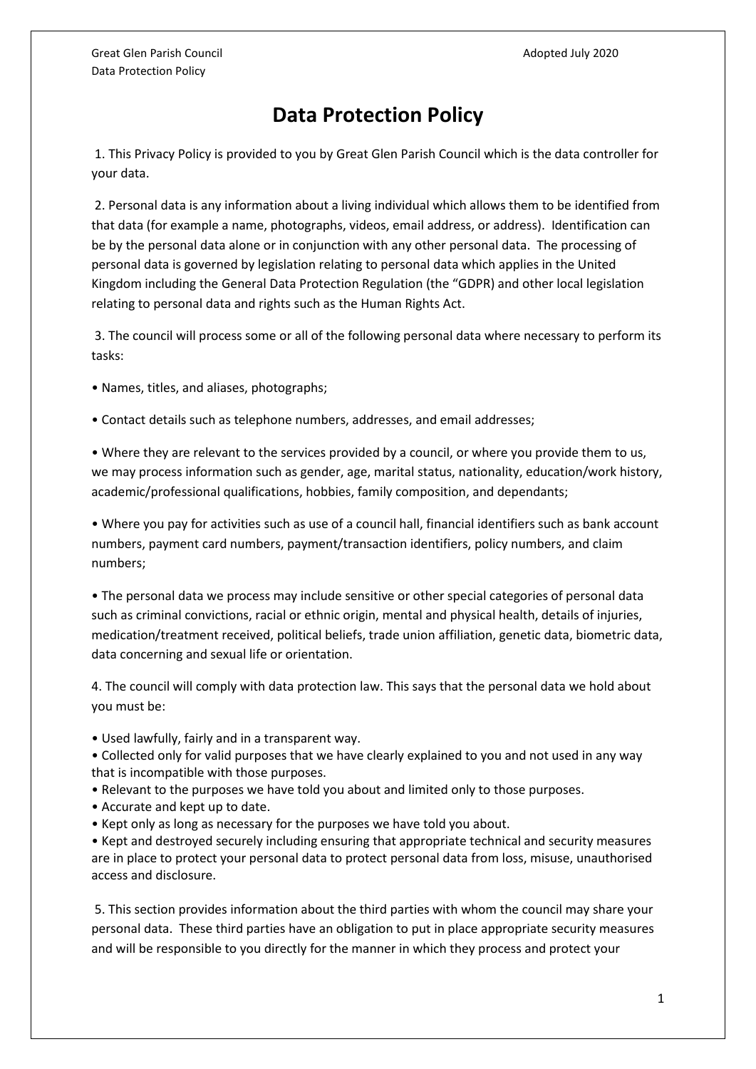# Data Protection Policy

1. This Privacy Policy is provided to you by Great Glen Parish Council which is the data controller for your data.

2. Personal data is any information about a living individual which allows them to be identified from that data (for example a name, photographs, videos, email address, or address). Identification can be by the personal data alone or in conjunction with any other personal data. The processing of personal data is governed by legislation relating to personal data which applies in the United Kingdom including the General Data Protection Regulation (the "GDPR) and other local legislation relating to personal data and rights such as the Human Rights Act.

3. The council will process some or all of the following personal data where necessary to perform its tasks:

- Names, titles, and aliases, photographs;
- Contact details such as telephone numbers, addresses, and email addresses;
- Where they are relevant to the services provided by a council, or where you provide them to us, we may process information such as gender, age, marital status, nationality, education/work history, academic/professional qualifications, hobbies, family composition, and dependants;
- Where you pay for activities such as use of a council hall, financial identifiers such as bank account numbers, payment card numbers, payment/transaction identifiers, policy numbers, and claim numbers;
- The personal data we process may include sensitive or other special categories of personal data such as criminal convictions, racial or ethnic origin, mental and physical health, details of injuries, medication/treatment received, political beliefs, trade union affiliation, genetic data, biometric data, data concerning and sexual life or orientation.

4. The council will comply with data protection law. This says that the personal data we hold about you must be:

- Used lawfully, fairly and in a transparent way.
- Collected only for valid purposes that we have clearly explained to you and not used in any way that is incompatible with those purposes.
- Relevant to the purposes we have told you about and limited only to those purposes.
- Accurate and kept up to date.
- Kept only as long as necessary for the purposes we have told you about.
- Kept and destroyed securely including ensuring that appropriate technical and security measures are in place to protect your personal data to protect personal data from loss, misuse, unauthorised access and disclosure.

5. This section provides information about the third parties with whom the council may share your personal data. These third parties have an obligation to put in place appropriate security measures and will be responsible to you directly for the manner in which they process and protect your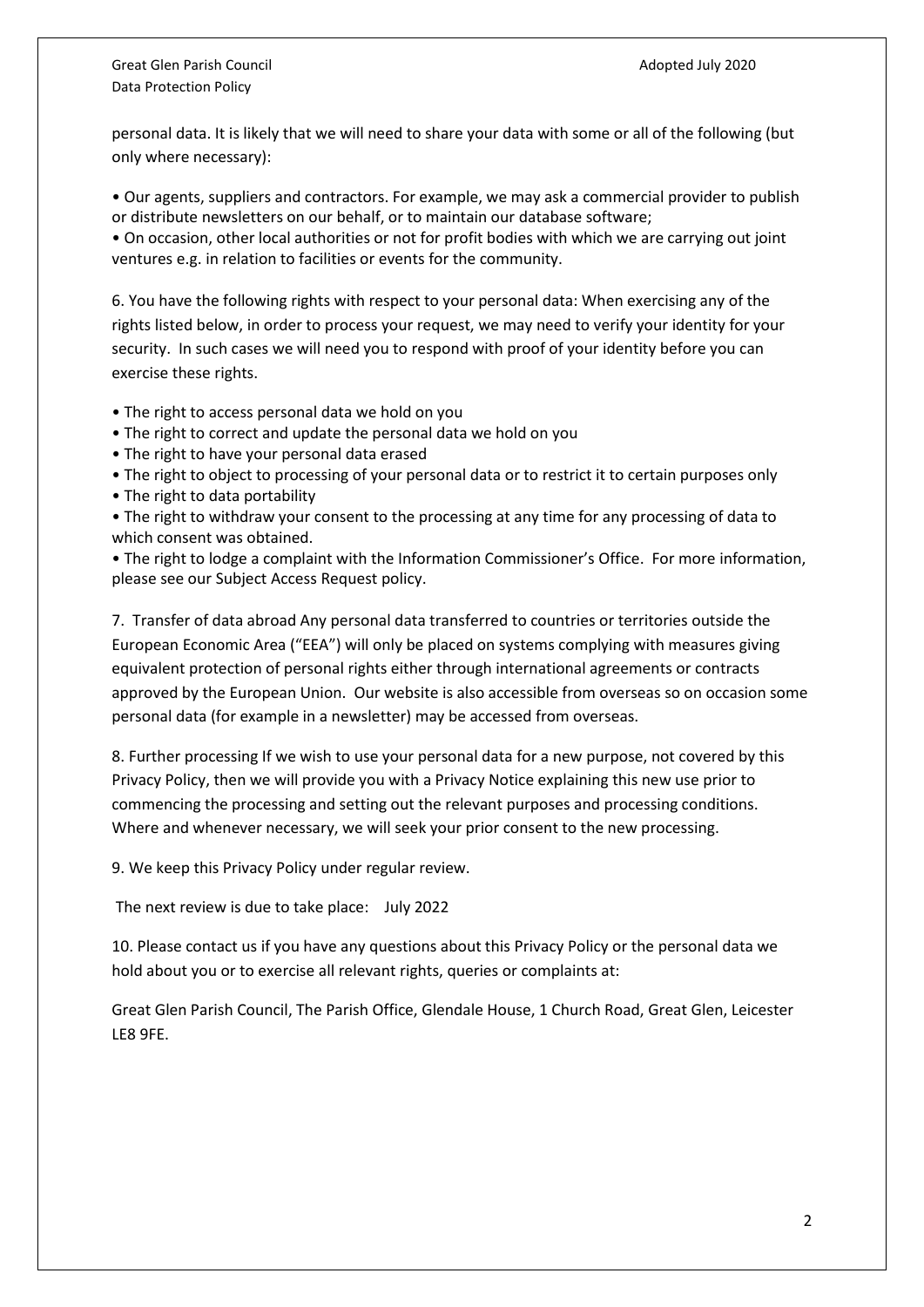personal data. It is likely that we will need to share your data with some or all of the following (but only where necessary):

- Our agents, suppliers and contractors. For example, we may ask a commercial provider to publish or distribute newsletters on our behalf, or to maintain our database software;
- On occasion, other local authorities or not for profit bodies with which we are carrying out joint ventures e.g. in relation to facilities or events for the community.

6. You have the following rights with respect to your personal data: When exercising any of the rights listed below, in order to process your request, we may need to verify your identity for your security. In such cases we will need you to respond with proof of your identity before you can exercise these rights.

- The right to access personal data we hold on you
- The right to correct and update the personal data we hold on you
- The right to have your personal data erased
- The right to object to processing of your personal data or to restrict it to certain purposes only
- The right to data portability
- The right to withdraw your consent to the processing at any time for any processing of data to which consent was obtained.
- The right to lodge a complaint with the Information Commissioner's Office. For more information, please see our Subject Access Request policy.

7. Transfer of data abroad Any personal data transferred to countries or territories outside the European Economic Area ("EEA") will only be placed on systems complying with measures giving equivalent protection of personal rights either through international agreements or contracts approved by the European Union. Our website is also accessible from overseas so on occasion some personal data (for example in a newsletter) may be accessed from overseas.

8. Further processing If we wish to use your personal data for a new purpose, not covered by this Privacy Policy, then we will provide you with a Privacy Notice explaining this new use prior to commencing the processing and setting out the relevant purposes and processing conditions. Where and whenever necessary, we will seek your prior consent to the new processing.

9. We keep this Privacy Policy under regular review.

The next review is due to take place: July 2022

10. Please contact us if you have any questions about this Privacy Policy or the personal data we hold about you or to exercise all relevant rights, queries or complaints at:

Great Glen Parish Council, The Parish Office, Glendale House, 1 Church Road, Great Glen, Leicester LE8 9FE.